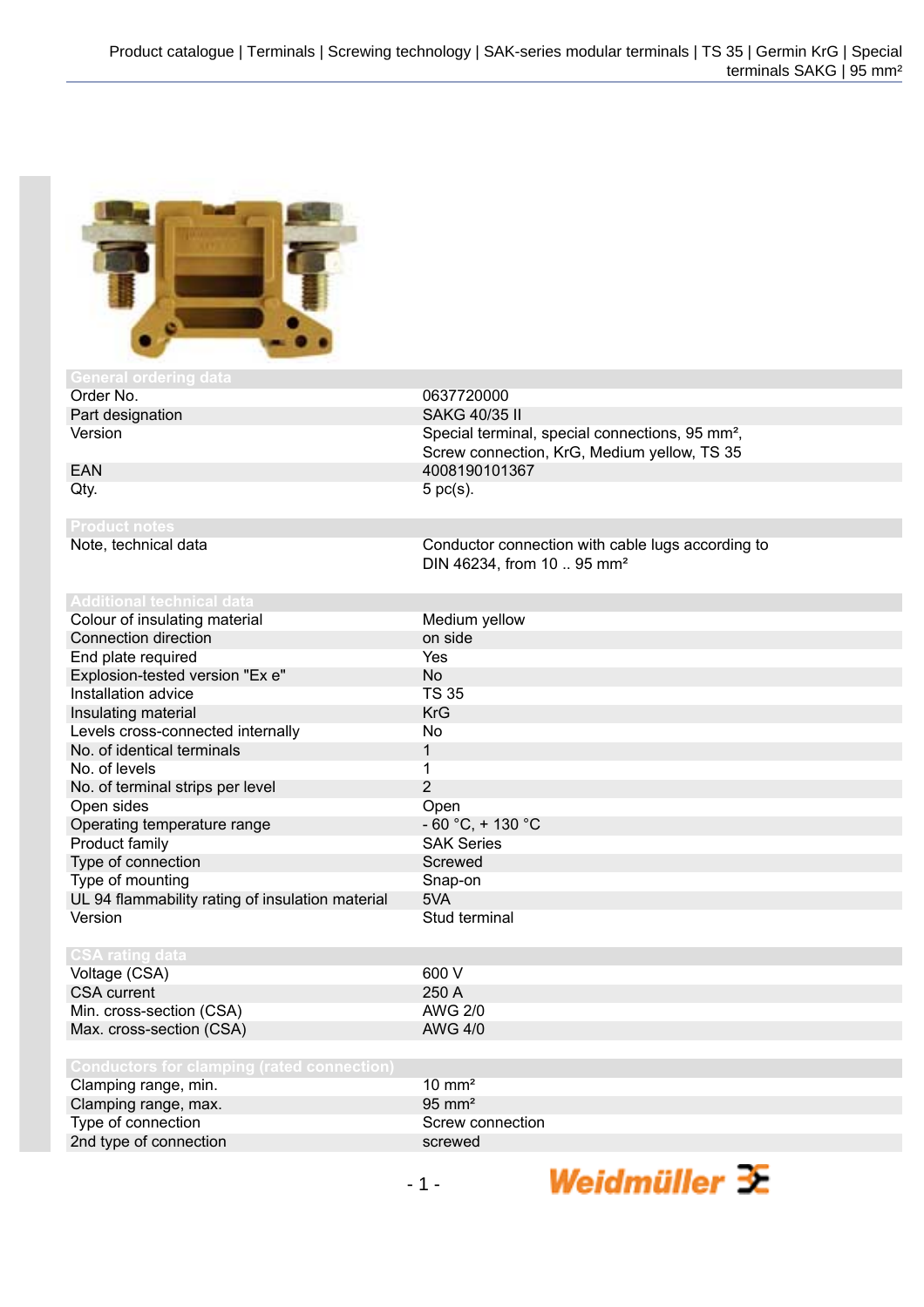## General ordering data

| | |
|---|---|
| Order No. | 0637720000 |
| Part designation | SAKG 40/35 II |
| Version | Special terminal, special connections, 95 mm², Screw connection, KrG, Medium yellow, TS 35 |
| EAN | 4008190101367 |
| Qty. | 5 pc(s). |

## Product notes

| | |
|---|---|
| Note, technical data | Conductor connection with cable lugs according to DIN 46234, from 10 .. 95 mm² |

## Additional technical data

| | |
|---|---|
| Colour of insulating material | Medium yellow |
| Connection direction | on side |
| End plate required | Yes |
| Explosion-tested version "Ex e" | No |
| Installation advice | TS 35 |
| Insulating material | KrG |
| Levels cross-connected internally | No |
| No. of identical terminals | 1 |
| No. of levels | 1 |
| No. of terminal strips per level | 2 |
| Open sides | Open |
| Operating temperature range | - 60 °C, + 130 °C |
| Product family | SAK Series |
| Type of connection | Screwed |
| Type of mounting | Snap-on |
| UL 94 flammability rating of insulation material | 5VA |
| Version | Stud terminal |

## CSA rating data

| | |
|---|---|
| Voltage (CSA) | 600 V |
| CSA current | 250 A |
| Min. cross-section (CSA) | AWG 2/0 |
| Max. cross-section (CSA) | AWG 4/0 |

## Conductors for clamping (rated connection)

| | |
|---|---|
| Clamping range, min. | 10 mm² |
| Clamping range, max. | 95 mm² |
| Type of connection | Screw connection |
| 2nd type of connection | screwed |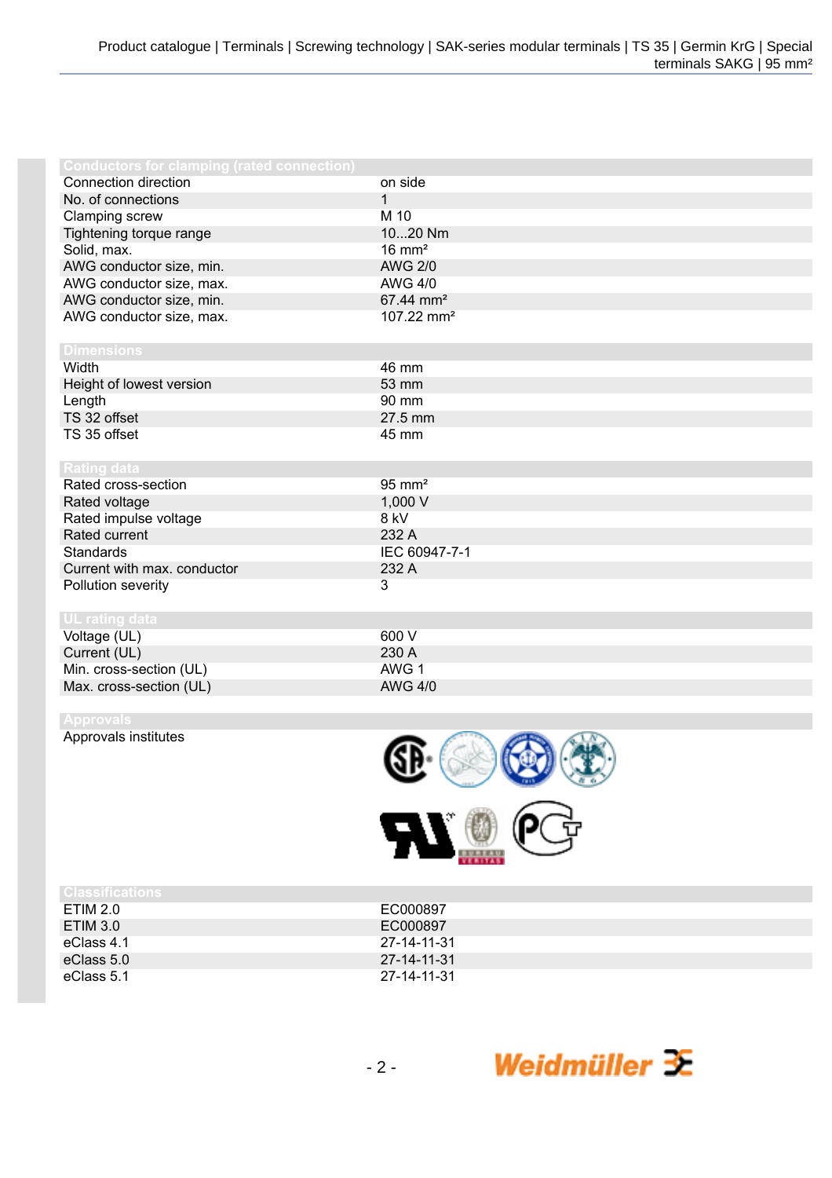| Conductors for clamping (rated connection) | |
|---|---|
| Connection direction | on side |
| No. of connections | 1 |
| Clamping screw | M 10 |
| Tightening torque range | 10...20 Nm |
| Solid, max. | 16 mm² |
| AWG conductor size, min. | AWG 2/0 |
| AWG conductor size, max. | AWG 4/0 |
| AWG conductor size, min. | 67.44 mm² |
| AWG conductor size, max. | 107.22 mm² |

| Dimensions | |
|---|---|
| Width | 46 mm |
| Height of lowest version | 53 mm |
| Length | 90 mm |
| TS 32 offset | 27.5 mm |
| TS 35 offset | 45 mm |

| Rating data | |
|---|---|
| Rated cross-section | 95 mm² |
| Rated voltage | 1,000 V |
| Rated impulse voltage | 8 kV |
| Rated current | 232 A |
| Standards | IEC 60947-7-1 |
| Current with max. conductor | 232 A |
| Pollution severity | 3 |

| UL rating data | |
|---|---|
| Voltage (UL) | 600 V |
| Current (UL) | 230 A |
| Min. cross-section (UL) | AWG 1 |
| Max. cross-section (UL) | AWG 4/0 |

| Approvals | |
|---|---|
| Approvals institutes | |

| Classifications | |
|---|---|
| ETIM 2.0 | EC000897 |
| ETIM 3.0 | EC000897 |
| eClass 4.1 | 27-14-11-31 |
| eClass 5.0 | 27-14-11-31 |
| eClass 5.1 | 27-14-11-31 |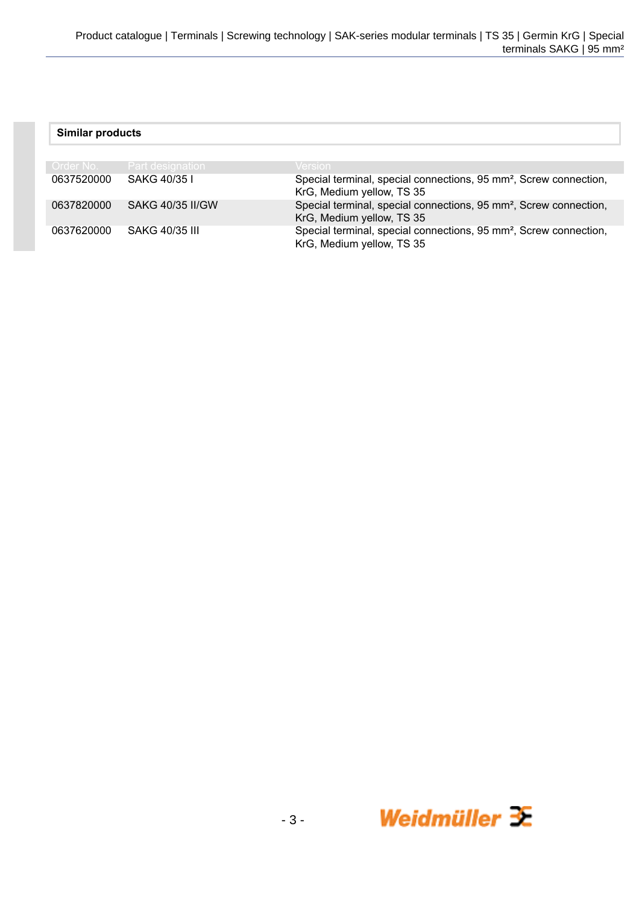## Similar products

| Order No. | Part designation | Version |
|---|---|---|
| 0637520000 | SAKG 40/35 I | Special terminal, special connections, 95 mm², Screw connection, KrG, Medium yellow, TS 35 |
| 0637820000 | SAKG 40/35 II/GW | Special terminal, special connections, 95 mm², Screw connection, KrG, Medium yellow, TS 35 |
| 0637620000 | SAKG 40/35 III | Special terminal, special connections, 95 mm², Screw connection, KrG, Medium yellow, TS 35 |